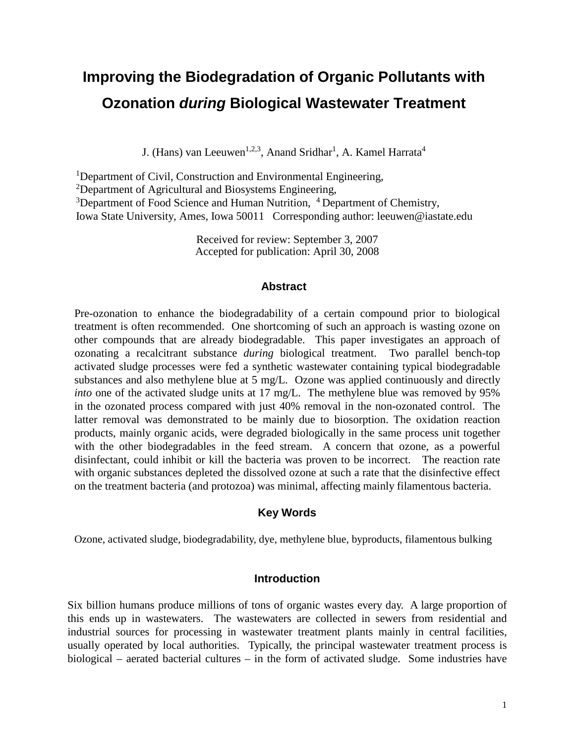# Improving the Biodegradation of Organic Pollutants with Ozonation *during* Biological Wastewater Treatment

J. (Hans) van Leeuwen[1,2,3], Anand Sridhar[1], A. Kamel Harrata[4]

[1]Department of Civil, Construction and Environmental Engineering,
[2]Department of Agricultural and Biosystems Engineering,
[3]Department of Food Science and Human Nutrition, [4] Department of Chemistry,
Iowa State University, Ames, Iowa 50011 Corresponding author: leeuwen@iastate.edu

Received for review: September 3, 2007
Accepted for publication: April 30, 2008

## Abstract

Pre-ozonation to enhance the biodegradability of a certain compound prior to biological treatment is often recommended. One shortcoming of such an approach is wasting ozone on other compounds that are already biodegradable. This paper investigates an approach of ozonating a recalcitrant substance *during* biological treatment. Two parallel bench-top activated sludge processes were fed a synthetic wastewater containing typical biodegradable substances and also methylene blue at 5 mg/L. Ozone was applied continuously and directly *into* one of the activated sludge units at 17 mg/L. The methylene blue was removed by 95% in the ozonated process compared with just 40% removal in the non-ozonated control. The latter removal was demonstrated to be mainly due to biosorption. The oxidation reaction products, mainly organic acids, were degraded biologically in the same process unit together with the other biodegradables in the feed stream. A concern that ozone, as a powerful disinfectant, could inhibit or kill the bacteria was proven to be incorrect. The reaction rate with organic substances depleted the dissolved ozone at such a rate that the disinfective effect on the treatment bacteria (and protozoa) was minimal, affecting mainly filamentous bacteria.

## Key Words

Ozone, activated sludge, biodegradability, dye, methylene blue, byproducts, filamentous bulking

## Introduction

Six billion humans produce millions of tons of organic wastes every day. A large proportion of this ends up in wastewaters. The wastewaters are collected in sewers from residential and industrial sources for processing in wastewater treatment plants mainly in central facilities, usually operated by local authorities. Typically, the principal wastewater treatment process is biological – aerated bacterial cultures – in the form of activated sludge. Some industries have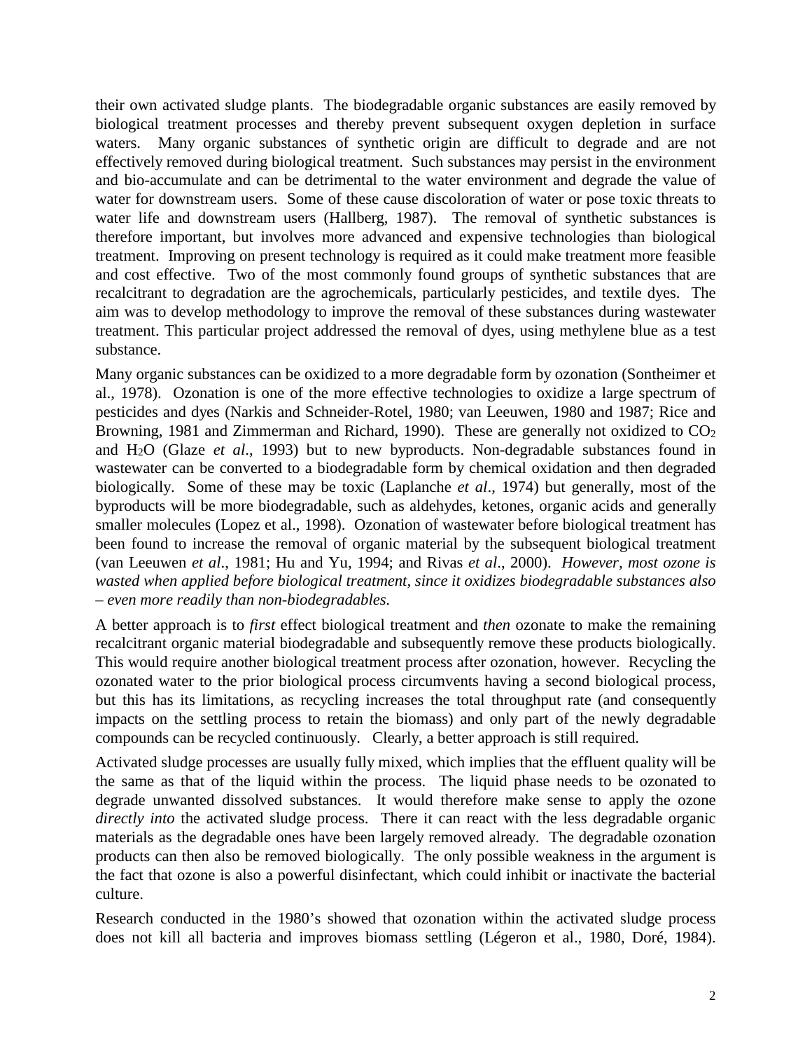their own activated sludge plants. The biodegradable organic substances are easily removed by biological treatment processes and thereby prevent subsequent oxygen depletion in surface waters. Many organic substances of synthetic origin are difficult to degrade and are not effectively removed during biological treatment. Such substances may persist in the environment and bio-accumulate and can be detrimental to the water environment and degrade the value of water for downstream users. Some of these cause discoloration of water or pose toxic threats to water life and downstream users (Hallberg, 1987). The removal of synthetic substances is therefore important, but involves more advanced and expensive technologies than biological treatment. Improving on present technology is required as it could make treatment more feasible and cost effective. Two of the most commonly found groups of synthetic substances that are recalcitrant to degradation are the agrochemicals, particularly pesticides, and textile dyes. The aim was to develop methodology to improve the removal of these substances during wastewater treatment. This particular project addressed the removal of dyes, using methylene blue as a test substance.

Many organic substances can be oxidized to a more degradable form by ozonation (Sontheimer et al., 1978). Ozonation is one of the more effective technologies to oxidize a large spectrum of pesticides and dyes (Narkis and Schneider-Rotel, 1980; van Leeuwen, 1980 and 1987; Rice and Browning, 1981 and Zimmerman and Richard, 1990). These are generally not oxidized to $CO_2$ and $H_2O$ (Glaze *et al*., 1993) but to new byproducts. Non-degradable substances found in wastewater can be converted to a biodegradable form by chemical oxidation and then degraded biologically. Some of these may be toxic (Laplanche *et al*., 1974) but generally, most of the byproducts will be more biodegradable, such as aldehydes, ketones, organic acids and generally smaller molecules (Lopez et al., 1998). Ozonation of wastewater before biological treatment has been found to increase the removal of organic material by the subsequent biological treatment (van Leeuwen *et al*., 1981; Hu and Yu, 1994; and Rivas *et al*., 2000). *However, most ozone is wasted when applied before biological treatment, since it oxidizes biodegradable substances also – even more readily than non-biodegradables.*

A better approach is to *first* effect biological treatment and *then* ozonate to make the remaining recalcitrant organic material biodegradable and subsequently remove these products biologically. This would require another biological treatment process after ozonation, however. Recycling the ozonated water to the prior biological process circumvents having a second biological process, but this has its limitations, as recycling increases the total throughput rate (and consequently impacts on the settling process to retain the biomass) and only part of the newly degradable compounds can be recycled continuously. Clearly, a better approach is still required.

Activated sludge processes are usually fully mixed, which implies that the effluent quality will be the same as that of the liquid within the process. The liquid phase needs to be ozonated to degrade unwanted dissolved substances. It would therefore make sense to apply the ozone *directly into* the activated sludge process. There it can react with the less degradable organic materials as the degradable ones have been largely removed already. The degradable ozonation products can then also be removed biologically. The only possible weakness in the argument is the fact that ozone is also a powerful disinfectant, which could inhibit or inactivate the bacterial culture.

Research conducted in the 1980's showed that ozonation within the activated sludge process does not kill all bacteria and improves biomass settling (Légeron et al., 1980, Doré, 1984).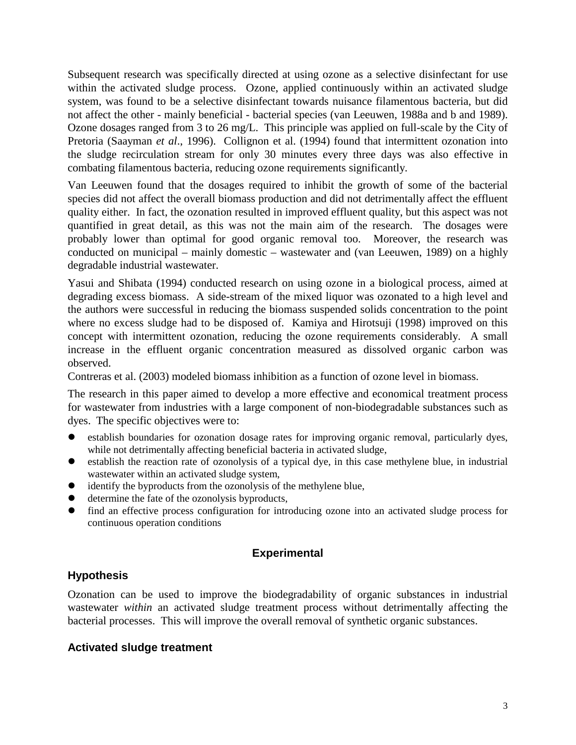Subsequent research was specifically directed at using ozone as a selective disinfectant for use within the activated sludge process. Ozone, applied continuously within an activated sludge system, was found to be a selective disinfectant towards nuisance filamentous bacteria, but did not affect the other - mainly beneficial - bacterial species (van Leeuwen, 1988a and b and 1989). Ozone dosages ranged from 3 to 26 mg/L. This principle was applied on full-scale by the City of Pretoria (Saayman *et al*., 1996). Collignon et al. (1994) found that intermittent ozonation into the sludge recirculation stream for only 30 minutes every three days was also effective in combating filamentous bacteria, reducing ozone requirements significantly.

Van Leeuwen found that the dosages required to inhibit the growth of some of the bacterial species did not affect the overall biomass production and did not detrimentally affect the effluent quality either. In fact, the ozonation resulted in improved effluent quality, but this aspect was not quantified in great detail, as this was not the main aim of the research. The dosages were probably lower than optimal for good organic removal too. Moreover, the research was conducted on municipal – mainly domestic – wastewater and (van Leeuwen, 1989) on a highly degradable industrial wastewater.

Yasui and Shibata (1994) conducted research on using ozone in a biological process, aimed at degrading excess biomass. A side-stream of the mixed liquor was ozonated to a high level and the authors were successful in reducing the biomass suspended solids concentration to the point where no excess sludge had to be disposed of. Kamiya and Hirotsuji (1998) improved on this concept with intermittent ozonation, reducing the ozone requirements considerably. A small increase in the effluent organic concentration measured as dissolved organic carbon was observed.

Contreras et al. (2003) modeled biomass inhibition as a function of ozone level in biomass.

The research in this paper aimed to develop a more effective and economical treatment process for wastewater from industries with a large component of non-biodegradable substances such as dyes. The specific objectives were to:

- establish boundaries for ozonation dosage rates for improving organic removal, particularly dyes, while not detrimentally affecting beneficial bacteria in activated sludge,
- establish the reaction rate of ozonolysis of a typical dye, in this case methylene blue, in industrial wastewater within an activated sludge system,
- identify the byproducts from the ozonolysis of the methylene blue,
- determine the fate of the ozonolysis byproducts,
- find an effective process configuration for introducing ozone into an activated sludge process for continuous operation conditions

## Experimental

### Hypothesis

Ozonation can be used to improve the biodegradability of organic substances in industrial wastewater *within* an activated sludge treatment process without detrimentally affecting the bacterial processes. This will improve the overall removal of synthetic organic substances.

### Activated sludge treatment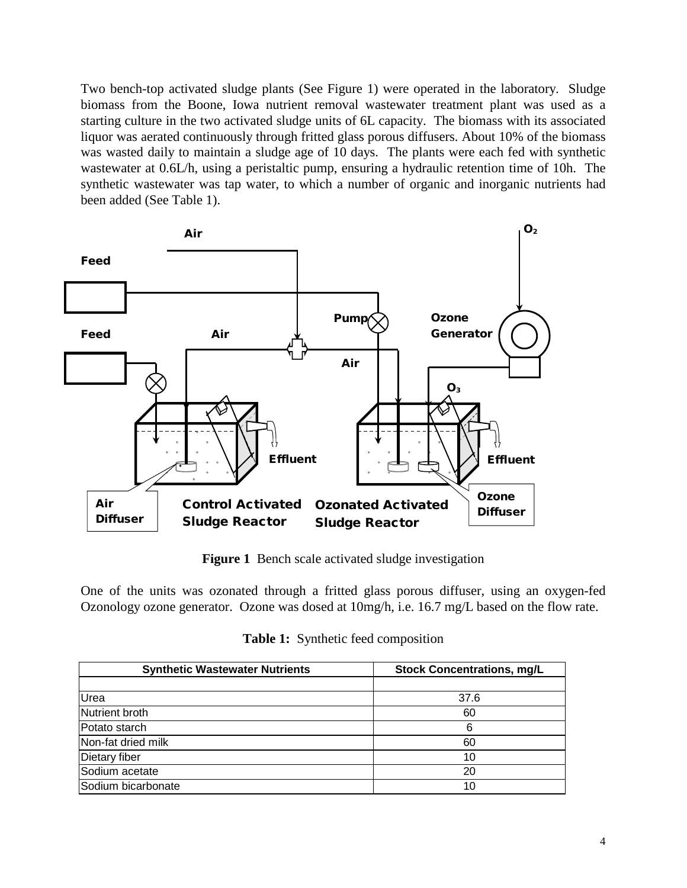Two bench-top activated sludge plants (See Figure 1) were operated in the laboratory. Sludge biomass from the Boone, Iowa nutrient removal wastewater treatment plant was used as a starting culture in the two activated sludge units of 6L capacity. The biomass with its associated liquor was aerated continuously through fritted glass porous diffusers. About 10% of the biomass was wasted daily to maintain a sludge age of 10 days. The plants were each fed with synthetic wastewater at 0.6L/h, using a peristaltic pump, ensuring a hydraulic retention time of 10h. The synthetic wastewater was tap water, to which a number of organic and inorganic nutrients had been added (See Table 1).

**Figure 1** Bench scale activated sludge investigation

One of the units was ozonated through a fritted glass porous diffuser, using an oxygen-fed Ozonology ozone generator. Ozone was dosed at 10mg/h, i.e. 16.7 mg/L based on the flow rate.

**Table 1:** Synthetic feed composition

| Synthetic Wastewater Nutrients | Stock Concentrations, mg/L |
| --- | --- |
| | |
| Urea | 37.6 |
| Nutrient broth | 60 |
| Potato starch | 6 |
| Non-fat dried milk | 60 |
| Dietary fiber | 10 |
| Sodium acetate | 20 |
| Sodium bicarbonate | 10 |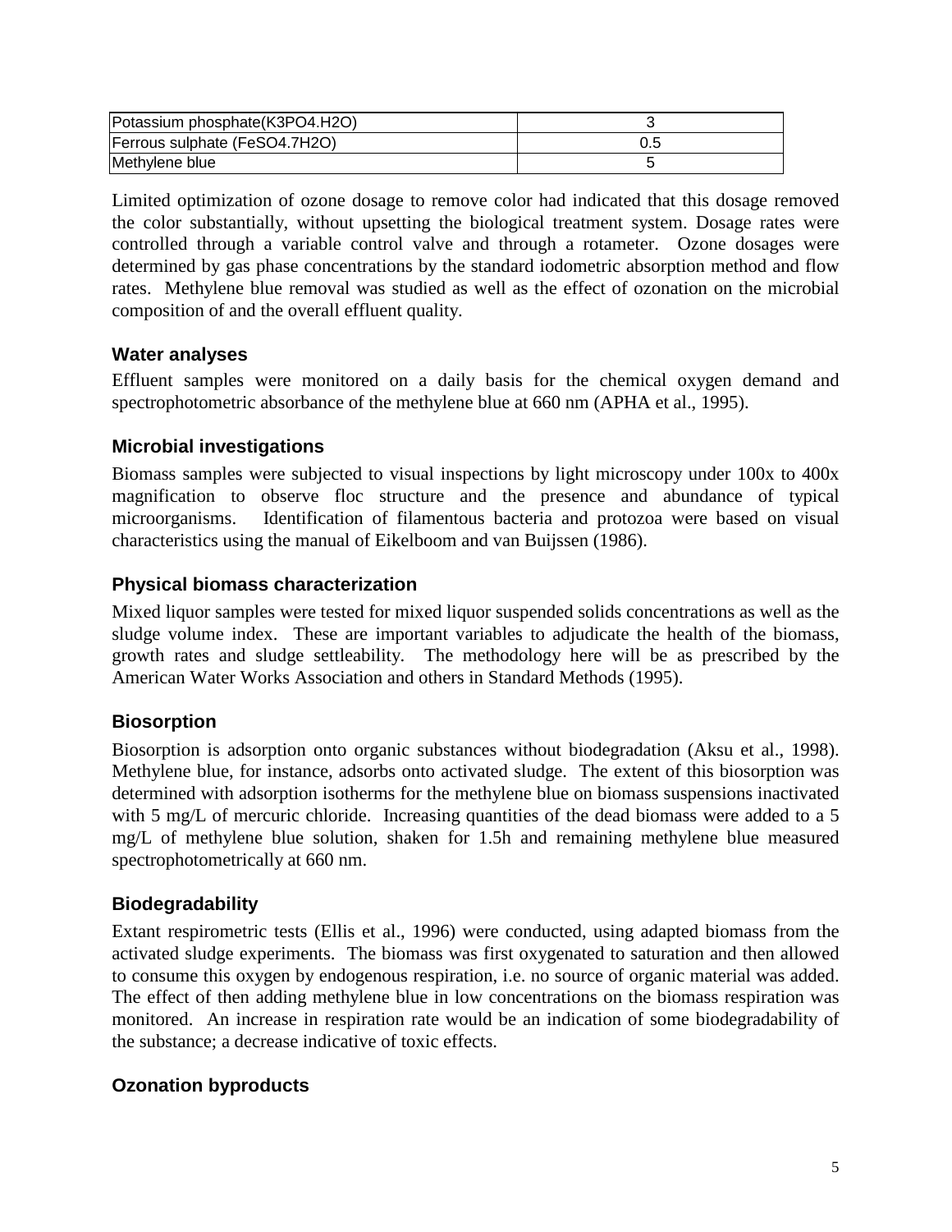| | |
|---|---|
| Potassium phosphate($K_3PO_4.H_2O$) | 3 |
| Ferrous sulphate ($FeSO_4.7H_2O$) | 0.5 |
| Methylene blue | 5 |

Limited optimization of ozone dosage to remove color had indicated that this dosage removed the color substantially, without upsetting the biological treatment system. Dosage rates were controlled through a variable control valve and through a rotameter. Ozone dosages were determined by gas phase concentrations by the standard iodometric absorption method and flow rates. Methylene blue removal was studied as well as the effect of ozonation on the microbial composition of and the overall effluent quality.

### Water analyses

Effluent samples were monitored on a daily basis for the chemical oxygen demand and spectrophotometric absorbance of the methylene blue at 660 nm (APHA et al., 1995).

### Microbial investigations

Biomass samples were subjected to visual inspections by light microscopy under 100x to 400x magnification to observe floc structure and the presence and abundance of typical microorganisms. Identification of filamentous bacteria and protozoa were based on visual characteristics using the manual of Eikelboom and van Buijssen (1986).

### Physical biomass characterization

Mixed liquor samples were tested for mixed liquor suspended solids concentrations as well as the sludge volume index. These are important variables to adjudicate the health of the biomass, growth rates and sludge settleability. The methodology here will be as prescribed by the American Water Works Association and others in Standard Methods (1995).

### Biosorption

Biosorption is adsorption onto organic substances without biodegradation (Aksu et al., 1998). Methylene blue, for instance, adsorbs onto activated sludge. The extent of this biosorption was determined with adsorption isotherms for the methylene blue on biomass suspensions inactivated with 5 mg/L of mercuric chloride. Increasing quantities of the dead biomass were added to a 5 mg/L of methylene blue solution, shaken for 1.5h and remaining methylene blue measured spectrophotometrically at 660 nm.

### Biodegradability

Extant respirometric tests (Ellis et al., 1996) were conducted, using adapted biomass from the activated sludge experiments. The biomass was first oxygenated to saturation and then allowed to consume this oxygen by endogenous respiration, i.e. no source of organic material was added. The effect of then adding methylene blue in low concentrations on the biomass respiration was monitored. An increase in respiration rate would be an indication of some biodegradability of the substance; a decrease indicative of toxic effects.

### Ozonation byproducts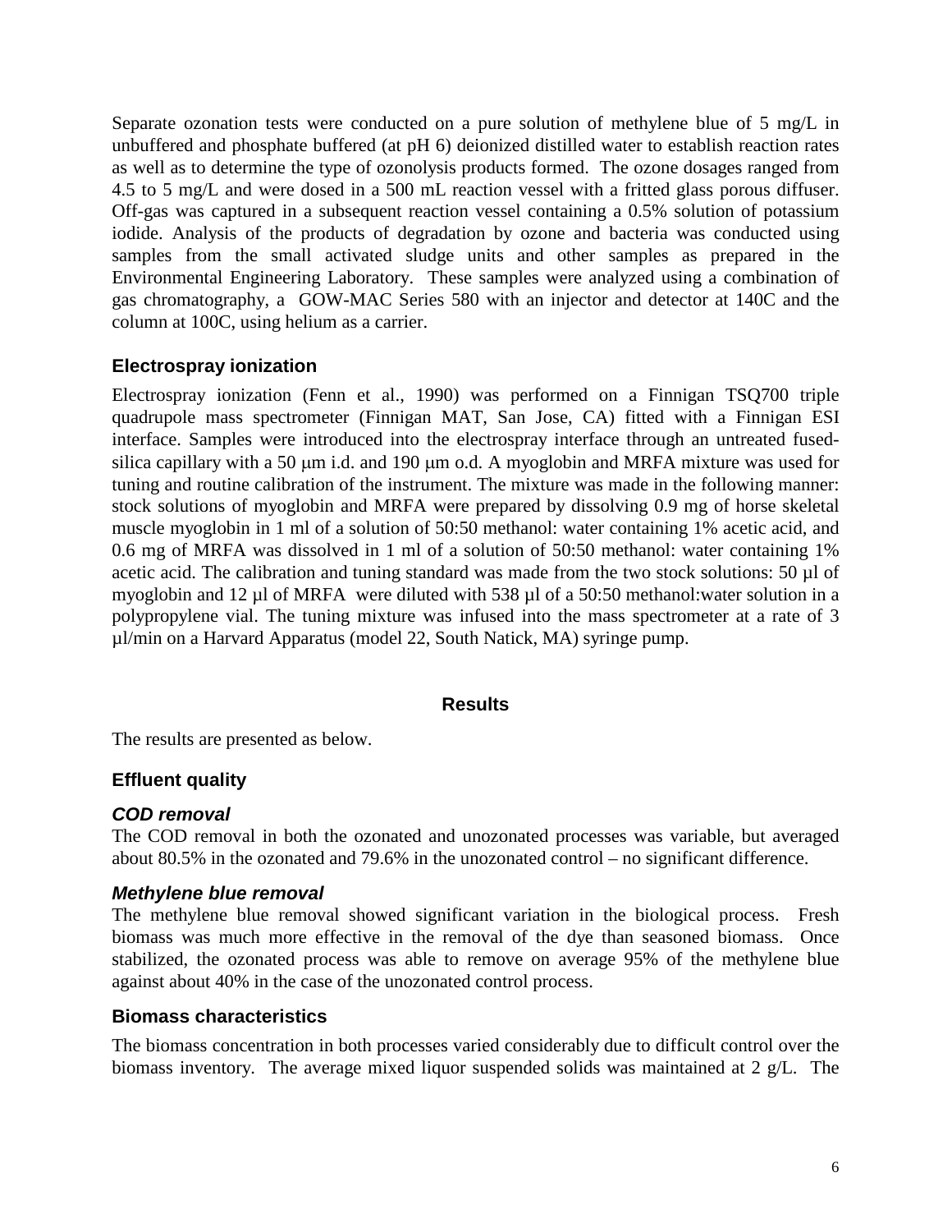Separate ozonation tests were conducted on a pure solution of methylene blue of 5 mg/L in unbuffered and phosphate buffered (at pH 6) deionized distilled water to establish reaction rates as well as to determine the type of ozonolysis products formed. The ozone dosages ranged from 4.5 to 5 mg/L and were dosed in a 500 mL reaction vessel with a fritted glass porous diffuser. Off-gas was captured in a subsequent reaction vessel containing a 0.5% solution of potassium iodide. Analysis of the products of degradation by ozone and bacteria was conducted using samples from the small activated sludge units and other samples as prepared in the Environmental Engineering Laboratory. These samples were analyzed using a combination of gas chromatography, a GOW-MAC Series 580 with an injector and detector at 140C and the column at 100C, using helium as a carrier.

### Electrospray ionization

Electrospray ionization (Fenn et al., 1990) was performed on a Finnigan TSQ700 triple quadrupole mass spectrometer (Finnigan MAT, San Jose, CA) fitted with a Finnigan ESI interface. Samples were introduced into the electrospray interface through an untreated fused-silica capillary with a 50 μm i.d. and 190 μm o.d. A myoglobin and MRFA mixture was used for tuning and routine calibration of the instrument. The mixture was made in the following manner: stock solutions of myoglobin and MRFA were prepared by dissolving 0.9 mg of horse skeletal muscle myoglobin in 1 ml of a solution of 50:50 methanol: water containing 1% acetic acid, and 0.6 mg of MRFA was dissolved in 1 ml of a solution of 50:50 methanol: water containing 1% acetic acid. The calibration and tuning standard was made from the two stock solutions: 50 µl of myoglobin and 12 µl of MRFA were diluted with 538 µl of a 50:50 methanol:water solution in a polypropylene vial. The tuning mixture was infused into the mass spectrometer at a rate of 3 µl/min on a Harvard Apparatus (model 22, South Natick, MA) syringe pump.

## Results

The results are presented as below.

### Effluent quality

#### *COD removal*

The COD removal in both the ozonated and unozonated processes was variable, but averaged about 80.5% in the ozonated and 79.6% in the unozonated control – no significant difference.

#### *Methylene blue removal*

The methylene blue removal showed significant variation in the biological process. Fresh biomass was much more effective in the removal of the dye than seasoned biomass. Once stabilized, the ozonated process was able to remove on average 95% of the methylene blue against about 40% in the case of the unozonated control process.

### Biomass characteristics

The biomass concentration in both processes varied considerably due to difficult control over the biomass inventory. The average mixed liquor suspended solids was maintained at 2 g/L. The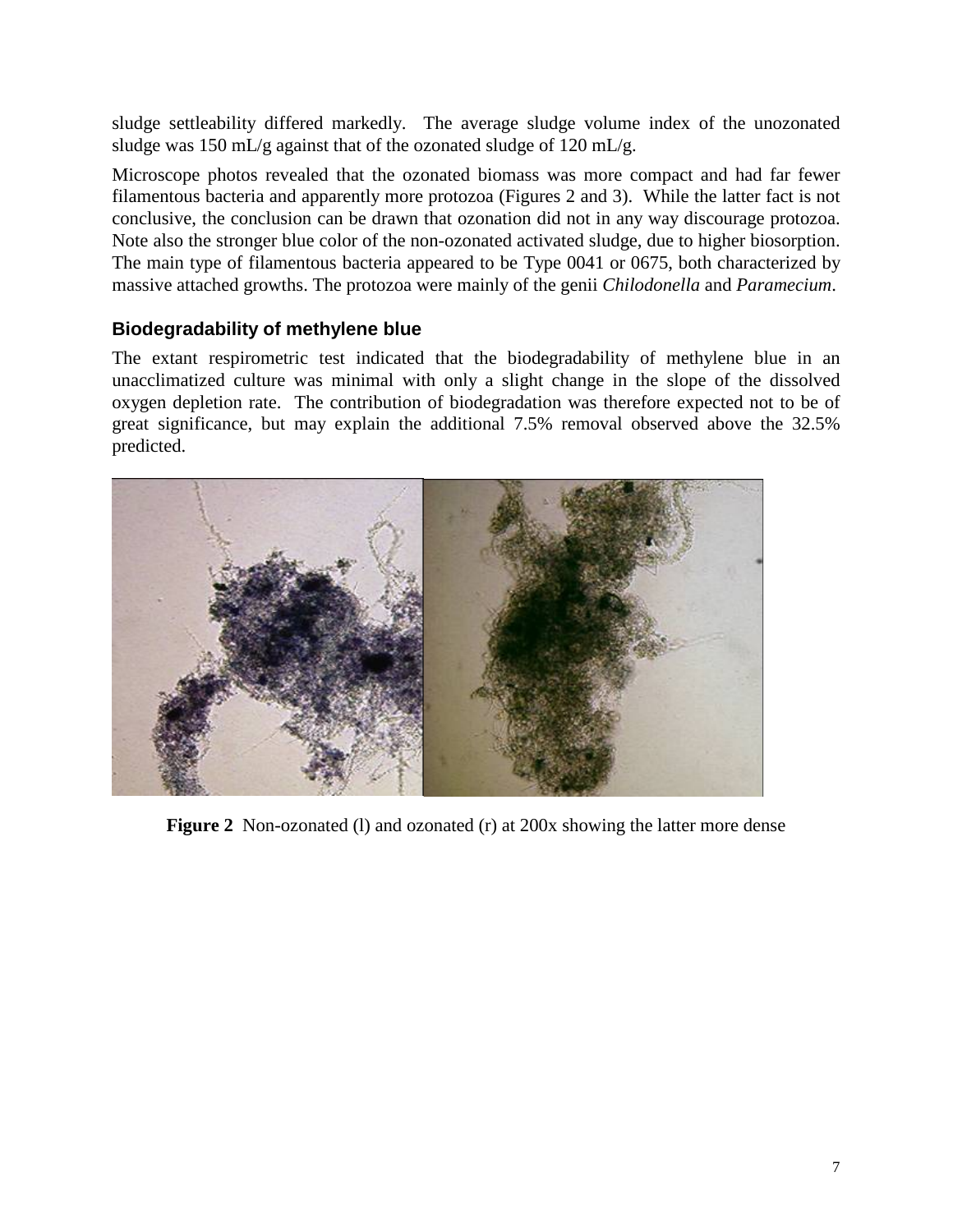sludge settleability differed markedly. The average sludge volume index of the unozonated sludge was 150 mL/g against that of the ozonated sludge of 120 mL/g.

Microscope photos revealed that the ozonated biomass was more compact and had far fewer filamentous bacteria and apparently more protozoa (Figures 2 and 3). While the latter fact is not conclusive, the conclusion can be drawn that ozonation did not in any way discourage protozoa. Note also the stronger blue color of the non-ozonated activated sludge, due to higher biosorption. The main type of filamentous bacteria appeared to be Type 0041 or 0675, both characterized by massive attached growths. The protozoa were mainly of the genii *Chilodonella* and *Paramecium*.

### Biodegradability of methylene blue

The extant respirometric test indicated that the biodegradability of methylene blue in an unacclimatized culture was minimal with only a slight change in the slope of the dissolved oxygen depletion rate. The contribution of biodegradation was therefore expected not to be of great significance, but may explain the additional 7.5% removal observed above the 32.5% predicted.

**Figure 2** Non-ozonated (l) and ozonated (r) at 200x showing the latter more dense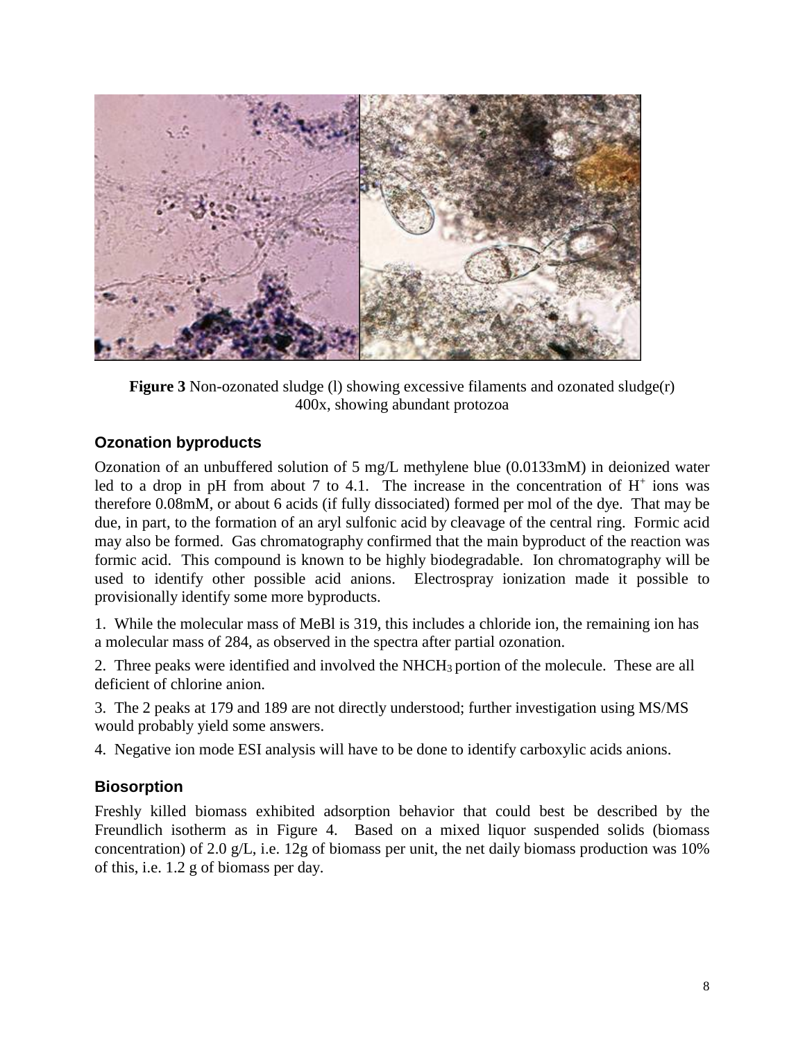**Figure 3** Non-ozonated sludge (l) showing excessive filaments and ozonated sludge(r) 400x, showing abundant protozoa

### Ozonation byproducts

Ozonation of an unbuffered solution of 5 mg/L methylene blue (0.0133mM) in deionized water led to a drop in pH from about 7 to 4.1. The increase in the concentration of $H^+$ ions was therefore 0.08mM, or about 6 acids (if fully dissociated) formed per mol of the dye. That may be due, in part, to the formation of an aryl sulfonic acid by cleavage of the central ring. Formic acid may also be formed. Gas chromatography confirmed that the main byproduct of the reaction was formic acid. This compound is known to be highly biodegradable. Ion chromatography will be used to identify other possible acid anions. Electrospray ionization made it possible to provisionally identify some more byproducts.

1. While the molecular mass of MeBl is 319, this includes a chloride ion, the remaining ion has a molecular mass of 284, as observed in the spectra after partial ozonation.

2. Three peaks were identified and involved the $NHCH_3$ portion of the molecule. These are all deficient of chlorine anion.

3. The 2 peaks at 179 and 189 are not directly understood; further investigation using MS/MS would probably yield some answers.

4. Negative ion mode ESI analysis will have to be done to identify carboxylic acids anions.

### Biosorption

Freshly killed biomass exhibited adsorption behavior that could best be described by the Freundlich isotherm as in Figure 4. Based on a mixed liquor suspended solids (biomass concentration) of 2.0 g/L, i.e. 12g of biomass per unit, the net daily biomass production was 10% of this, i.e. 1.2 g of biomass per day.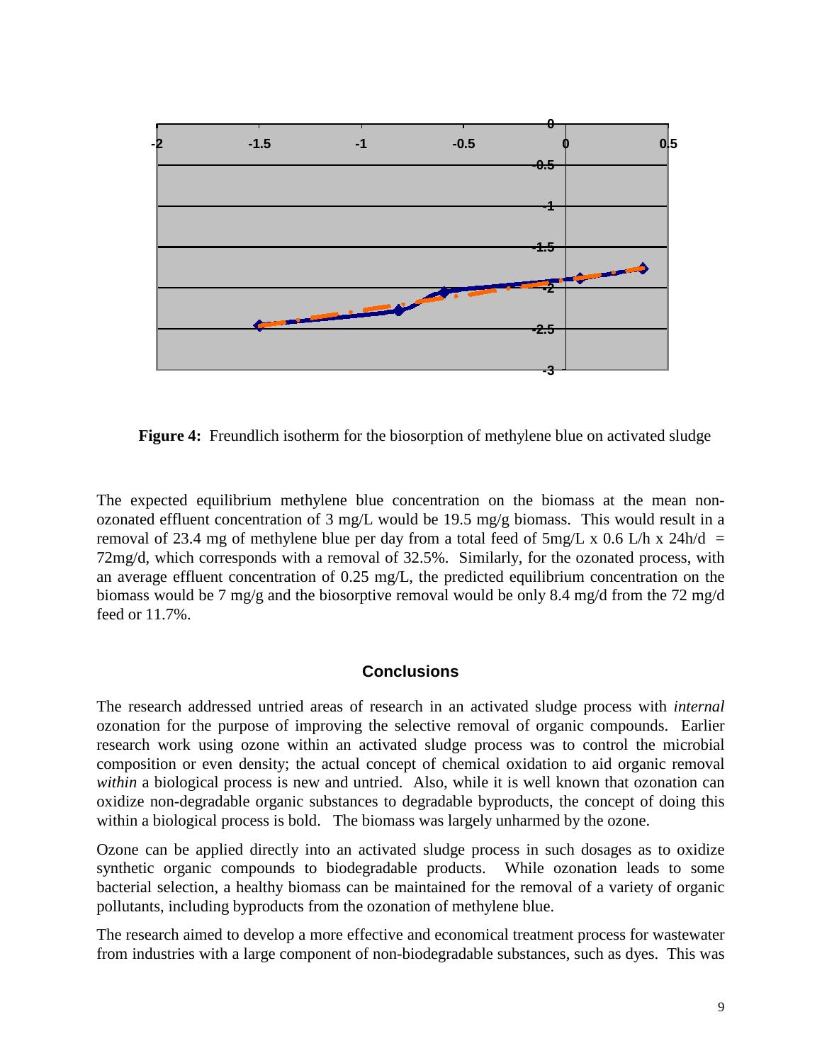**Figure 4:** Freundlich isotherm for the biosorption of methylene blue on activated sludge

The expected equilibrium methylene blue concentration on the biomass at the mean non-ozonated effluent concentration of 3 mg/L would be 19.5 mg/g biomass. This would result in a removal of 23.4 mg of methylene blue per day from a total feed of 5mg/L x 0.6 L/h x 24h/d = 72mg/d, which corresponds with a removal of 32.5%. Similarly, for the ozonated process, with an average effluent concentration of 0.25 mg/L, the predicted equilibrium concentration on the biomass would be 7 mg/g and the biosorptive removal would be only 8.4 mg/d from the 72 mg/d feed or 11.7%.

## Conclusions

The research addressed untried areas of research in an activated sludge process with *internal* ozonation for the purpose of improving the selective removal of organic compounds. Earlier research work using ozone within an activated sludge process was to control the microbial composition or even density; the actual concept of chemical oxidation to aid organic removal *within* a biological process is new and untried. Also, while it is well known that ozonation can oxidize non-degradable organic substances to degradable byproducts, the concept of doing this within a biological process is bold. The biomass was largely unharmed by the ozone.

Ozone can be applied directly into an activated sludge process in such dosages as to oxidize synthetic organic compounds to biodegradable products. While ozonation leads to some bacterial selection, a healthy biomass can be maintained for the removal of a variety of organic pollutants, including byproducts from the ozonation of methylene blue.

The research aimed to develop a more effective and economical treatment process for wastewater from industries with a large component of non-biodegradable substances, such as dyes. This was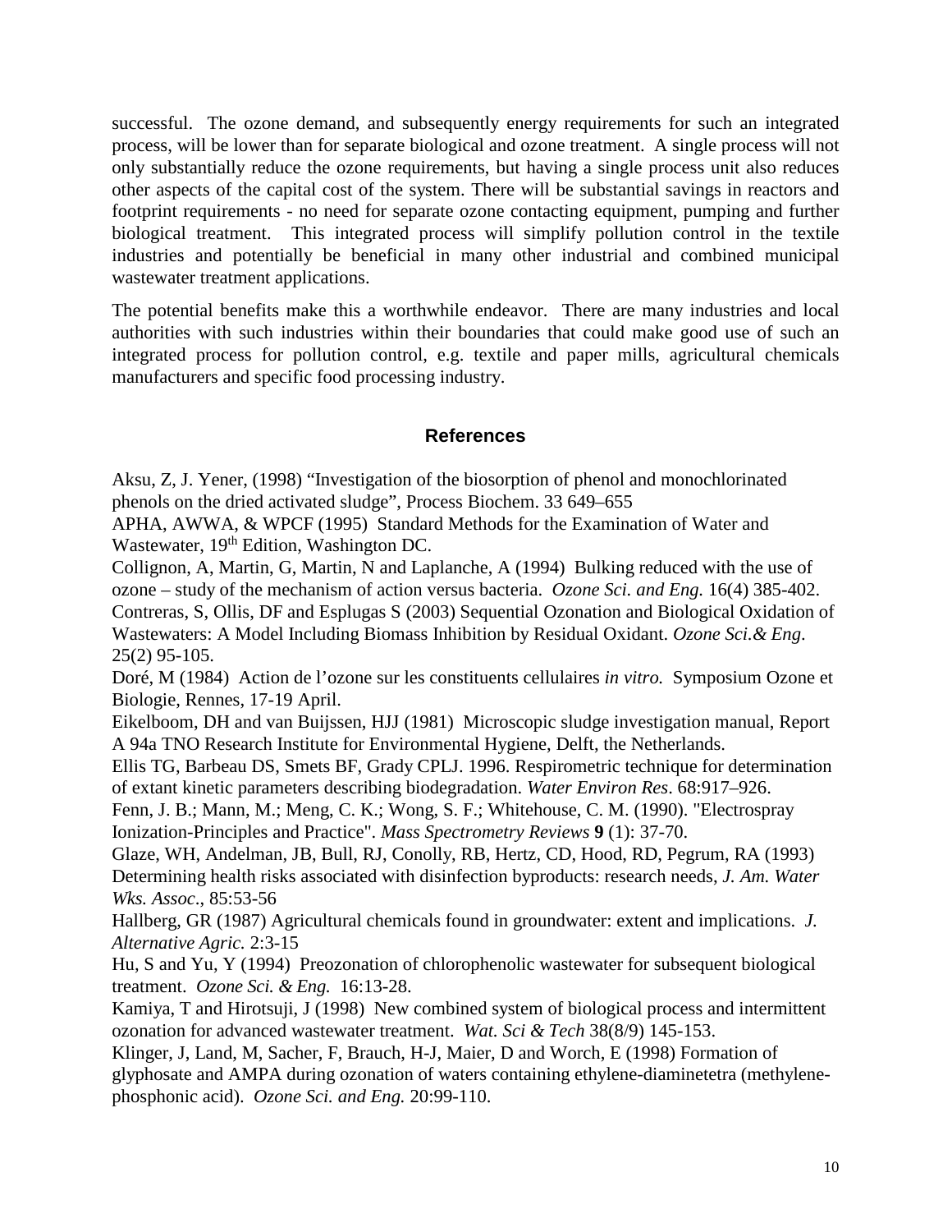successful. The ozone demand, and subsequently energy requirements for such an integrated process, will be lower than for separate biological and ozone treatment. A single process will not only substantially reduce the ozone requirements, but having a single process unit also reduces other aspects of the capital cost of the system. There will be substantial savings in reactors and footprint requirements - no need for separate ozone contacting equipment, pumping and further biological treatment. This integrated process will simplify pollution control in the textile industries and potentially be beneficial in many other industrial and combined municipal wastewater treatment applications.

The potential benefits make this a worthwhile endeavor. There are many industries and local authorities with such industries within their boundaries that could make good use of such an integrated process for pollution control, e.g. textile and paper mills, agricultural chemicals manufacturers and specific food processing industry.

## References

Aksu, Z, J. Yener, (1998) "Investigation of the biosorption of phenol and monochlorinated phenols on the dried activated sludge", Process Biochem. 33 649–655

APHA, AWWA, & WPCF (1995) Standard Methods for the Examination of Water and Wastewater, 19th Edition, Washington DC.

Collignon, A, Martin, G, Martin, N and Laplanche, A (1994) Bulking reduced with the use of ozone – study of the mechanism of action versus bacteria. *Ozone Sci. and Eng.* 16(4) 385-402.

Contreras, S, Ollis, DF and Esplugas S (2003) Sequential Ozonation and Biological Oxidation of Wastewaters: A Model Including Biomass Inhibition by Residual Oxidant. *Ozone Sci.& Eng*. 25(2) 95-105.

Doré, M (1984) Action de l'ozone sur les constituents cellulaires *in vitro.* Symposium Ozone et Biologie, Rennes, 17-19 April.

Eikelboom, DH and van Buijssen, HJJ (1981) Microscopic sludge investigation manual, Report A 94a TNO Research Institute for Environmental Hygiene, Delft, the Netherlands.

Ellis TG, Barbeau DS, Smets BF, Grady CPLJ. 1996. Respirometric technique for determination of extant kinetic parameters describing biodegradation. *Water Environ Res*. 68:917–926.

Fenn, J. B.; Mann, M.; Meng, C. K.; Wong, S. F.; Whitehouse, C. M. (1990). "Electrospray Ionization-Principles and Practice". *Mass Spectrometry Reviews* **9** (1): 37-70.

Glaze, WH, Andelman, JB, Bull, RJ, Conolly, RB, Hertz, CD, Hood, RD, Pegrum, RA (1993) Determining health risks associated with disinfection byproducts: research needs, *J. Am. Water Wks. Assoc*., 85:53-56

Hallberg, GR (1987) Agricultural chemicals found in groundwater: extent and implications. *J. Alternative Agric.* 2:3-15

Hu, S and Yu, Y (1994) Preozonation of chlorophenolic wastewater for subsequent biological treatment. *Ozone Sci. & Eng.* 16:13-28.

Kamiya, T and Hirotsuji, J (1998) New combined system of biological process and intermittent ozonation for advanced wastewater treatment. *Wat. Sci & Tech* 38(8/9) 145-153.

Klinger, J, Land, M, Sacher, F, Brauch, H-J, Maier, D and Worch, E (1998) Formation of glyphosate and AMPA during ozonation of waters containing ethylene-diaminetetra (methylene-phosphonic acid). *Ozone Sci. and Eng.* 20:99-110.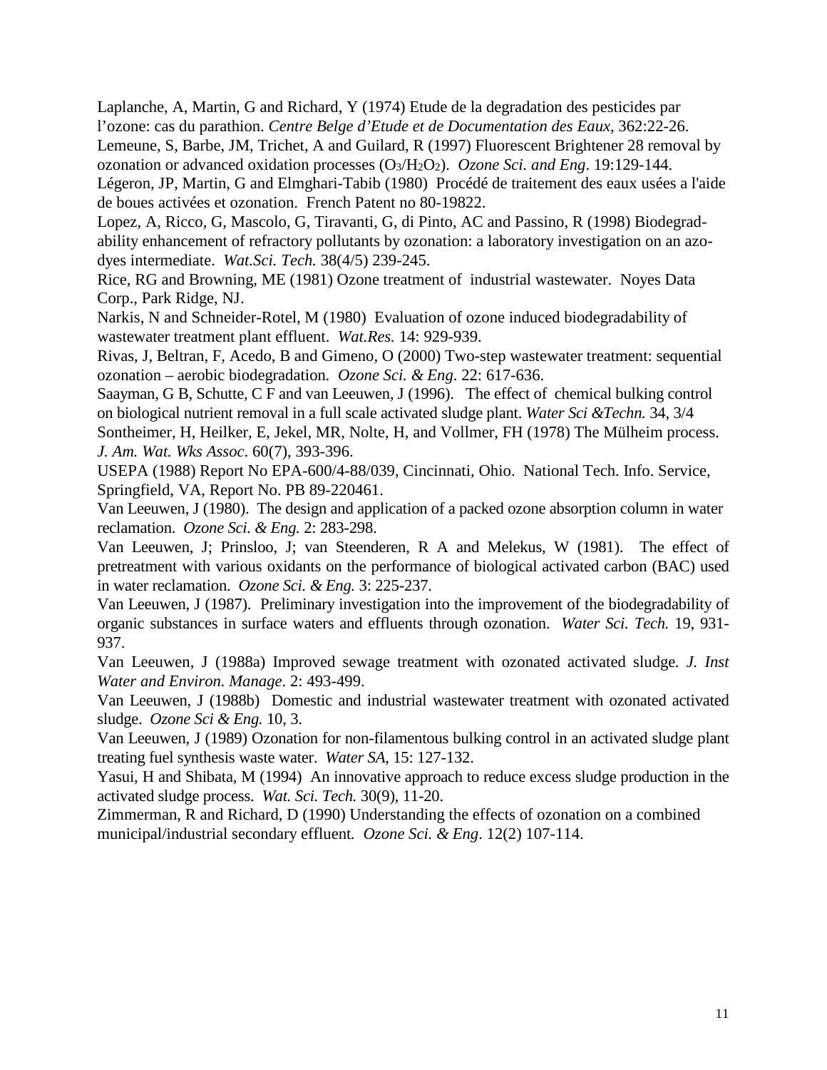Laplanche, A, Martin, G and Richard, Y (1974) Etude de la degradation des pesticides par l'ozone: cas du parathion. *Centre Belge d'Etude et de Documentation des Eaux,* 362:22-26.

Lemeune, S, Barbe, JM, Trichet, A and Guilard, R (1997) Fluorescent Brightener 28 removal by ozonation or advanced oxidation processes ($O_3/H_2O_2$). *Ozone Sci. and Eng*. 19:129-144.

Légeron, JP, Martin, G and Elmghari-Tabib (1980) Procédé de traitement des eaux usées a l'aide de boues activées et ozonation. French Patent no 80-19822.

Lopez, A, Ricco, G, Mascolo, G, Tiravanti, G, di Pinto, AC and Passino, R (1998) Biodegradability enhancement of refractory pollutants by ozonation: a laboratory investigation on an azo-dyes intermediate. *Wat.Sci. Tech.* 38(4/5) 239-245.

Rice, RG and Browning, ME (1981) Ozone treatment of industrial wastewater. Noyes Data Corp., Park Ridge, NJ.

Narkis, N and Schneider-Rotel, M (1980) Evaluation of ozone induced biodegradability of wastewater treatment plant effluent. *Wat.Res.* 14: 929-939.

Rivas, J, Beltran, F, Acedo, B and Gimeno, O (2000) Two-step wastewater treatment: sequential ozonation – aerobic biodegradation. *Ozone Sci. & Eng*. 22: 617-636.

Saayman, G B, Schutte, C F and van Leeuwen, J (1996). The effect of chemical bulking control on biological nutrient removal in a full scale activated sludge plant. *Water Sci &Techn.* 34, 3/4

Sontheimer, H, Heilker, E, Jekel, MR, Nolte, H, and Vollmer, FH (1978) The Mülheim process. *J. Am. Wat. Wks Assoc*. 60(7), 393-396.

USEPA (1988) Report No EPA-600/4-88/039, Cincinnati, Ohio. National Tech. Info. Service, Springfield, VA, Report No. PB 89-220461.

Van Leeuwen, J (1980). The design and application of a packed ozone absorption column in water reclamation. *Ozone Sci. & Eng.* 2: 283-298.

Van Leeuwen, J; Prinsloo, J; van Steenderen, R A and Melekus, W (1981). The effect of pretreatment with various oxidants on the performance of biological activated carbon (BAC) used in water reclamation. *Ozone Sci. & Eng.* 3: 225-237.

Van Leeuwen, J (1987). Preliminary investigation into the improvement of the biodegradability of organic substances in surface waters and effluents through ozonation. *Water Sci. Tech.* 19, 931-937.

Van Leeuwen, J (1988a) Improved sewage treatment with ozonated activated sludge. *J. Inst Water and Environ. Manage*. 2: 493-499.

Van Leeuwen, J (1988b) Domestic and industrial wastewater treatment with ozonated activated sludge. *Ozone Sci & Eng.* 10, 3.

Van Leeuwen, J (1989) Ozonation for non-filamentous bulking control in an activated sludge plant treating fuel synthesis waste water. *Water SA*, 15: 127-132.

Yasui, H and Shibata, M (1994) An innovative approach to reduce excess sludge production in the activated sludge process. *Wat. Sci. Tech.* 30(9), 11-20.

Zimmerman, R and Richard, D (1990) Understanding the effects of ozonation on a combined municipal/industrial secondary effluent. *Ozone Sci. & Eng*. 12(2) 107-114.